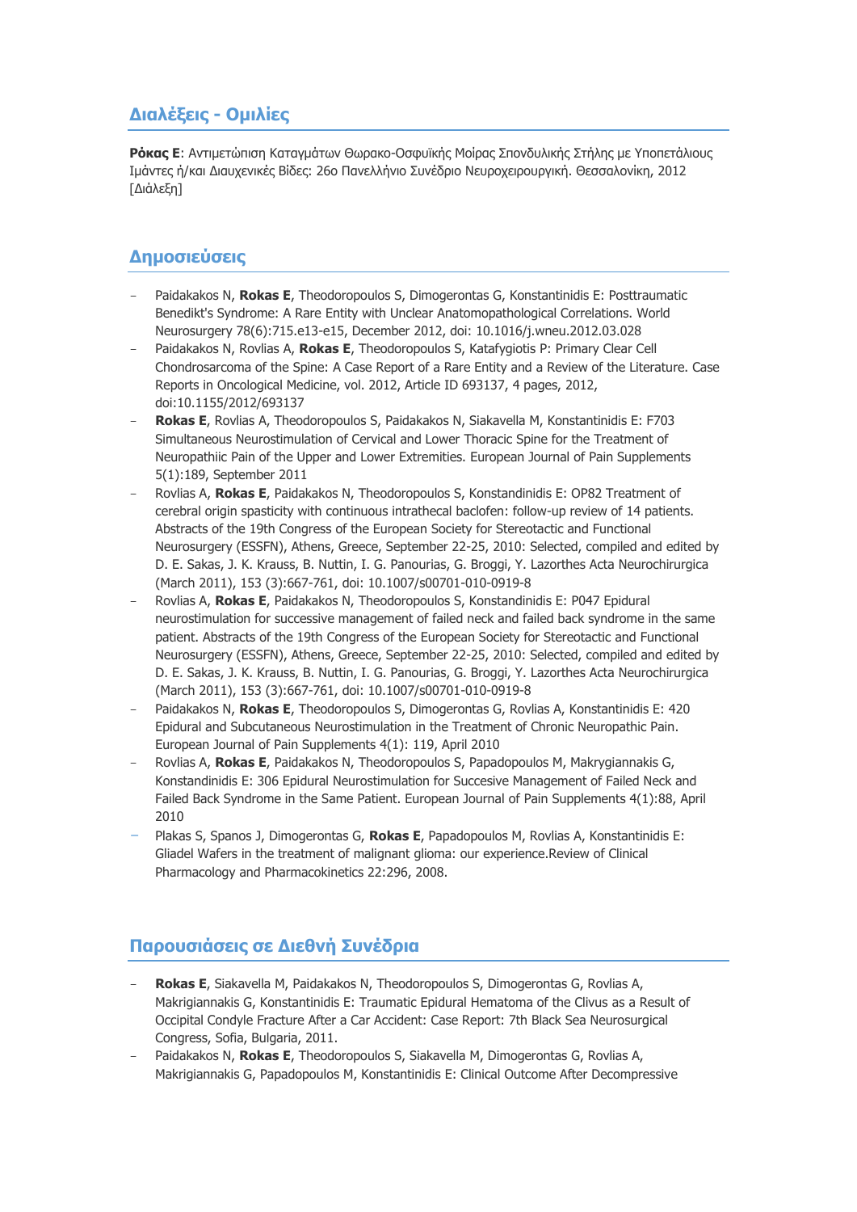## Διαλέξεις - Ομιλίες

**Ρόκας Ε**: Αντιμετώπιση Καταγμάτων Θωρακο-Οσφυϊκής Μοίρας Σπονδυλικής Στήλης με Υποπετάλιους Ιμάντες ή/και Διαυχενικές Βίδες: 26ο Πανελλήνιο Συνέδριο Νευροχειρουργική. Θεσσαλονίκη, 2012 [Διάλεξη]

## Δημοσιεύσεις

- Paidakakos N, **Rokas E**, Theodoropoulos S, Dimogerontas G, Konstantinidis E: Posttraumatic Benedikt's Syndrome: A Rare Entity with Unclear Anatomopathological Correlations. World Neurosurgery 78(6):715.e13-e15, December 2012, doi: 10.1016/j.wneu.2012.03.028
- Paidakakos N, Rovlias A, **Rokas E**, Theodoropoulos S, Katafygiotis P: Primary Clear Cell Chondrosarcoma of the Spine: A Case Report of a Rare Entity and a Review of the Literature. Case Reports in Oncological Medicine, vol. 2012, Article ID 693137, 4 pages, 2012, doi:10.1155/2012/693137
- **Rokas E**, Rovlias A, Theodoropoulos S, Paidakakos N, Siakavella M, Konstantinidis E: F703 Simultaneous Neurostimulation of Cervical and Lower Thoracic Spine for the Treatment of Neuropathiic Pain of the Upper and Lower Extremities. European Journal of Pain Supplements 5(1):189, September 2011
- Rovlias A, **Rokas E**, Paidakakos N, Theodoropoulos S, Konstandinidis E: OP82 Treatment of cerebral origin spasticity with continuous intrathecal baclofen: follow-up review of 14 patients. Abstracts of the 19th Congress of the European Society for Stereotactic and Functional Neurosurgery (ESSFN), Athens, Greece, September 22-25, 2010: Selected, compiled and edited by D. E. Sakas, J. K. Krauss, B. Nuttin, I. G. Panourias, G. Broggi, Y. Lazorthes Acta Neurochirurgica (March 2011), 153 (3):667-761, doi: 10.1007/s00701-010-0919-8
- Rovlias A, **Rokas E**, Paidakakos N, Theodoropoulos S, Konstandinidis E: P047 Epidural neurostimulation for successive management of failed neck and failed back syndrome in the same patient. Abstracts of the 19th Congress of the European Society for Stereotactic and Functional Neurosurgery (ESSFN), Athens, Greece, September 22-25, 2010: Selected, compiled and edited by D. E. Sakas, J. K. Krauss, B. Nuttin, I. G. Panourias, G. Broggi, Y. Lazorthes Acta Neurochirurgica (March 2011), 153 (3):667-761, doi: 10.1007/s00701-010-0919-8
- Paidakakos N, **Rokas E**, Theodoropoulos S, Dimogerontas G, Rovlias A, Konstantinidis E: 420 Epidural and Subcutaneous Neurostimulation in the Treatment of Chronic Neuropathic Pain. European Journal of Pain Supplements 4(1): 119, April 2010
- Rovlias A, **Rokas E**, Paidakakos N, Theodoropoulos S, Papadopoulos M, Makrygiannakis G, Konstandinidis E: 306 Epidural Neurostimulation for Succesive Management of Failed Neck and Failed Back Syndrome in the Same Patient. European Journal of Pain Supplements 4(1):88, April 2010
- Plakas S, Spanos J, Dimogerontas G, **Rokas E**, Papadopoulos M, Rovlias A, Konstantinidis E: Gliadel Wafers in the treatment of malignant glioma: our experience.Review of Clinical Pharmacology and Pharmacokinetics 22:296, 2008.

## Παρουσιάσεις σε Διεθνή Συνέδρια

- **Rokas E**, Siakavella M, Paidakakos N, Theodoropoulos S, Dimogerontas G, Rovlias A, Makrigiannakis G, Konstantinidis E: Traumatic Epidural Hematoma of the Clivus as a Result of Occipital Condyle Fracture After a Car Accident: Case Report: 7th Black Sea Neurosurgical Congress, Sofia, Bulgaria, 2011.
- Paidakakos N, **Rokas E**, Theodoropoulos S, Siakavella M, Dimogerontas G, Rovlias A, Makrigiannakis G, Papadopoulos M, Konstantinidis E: Clinical Outcome After Decompressive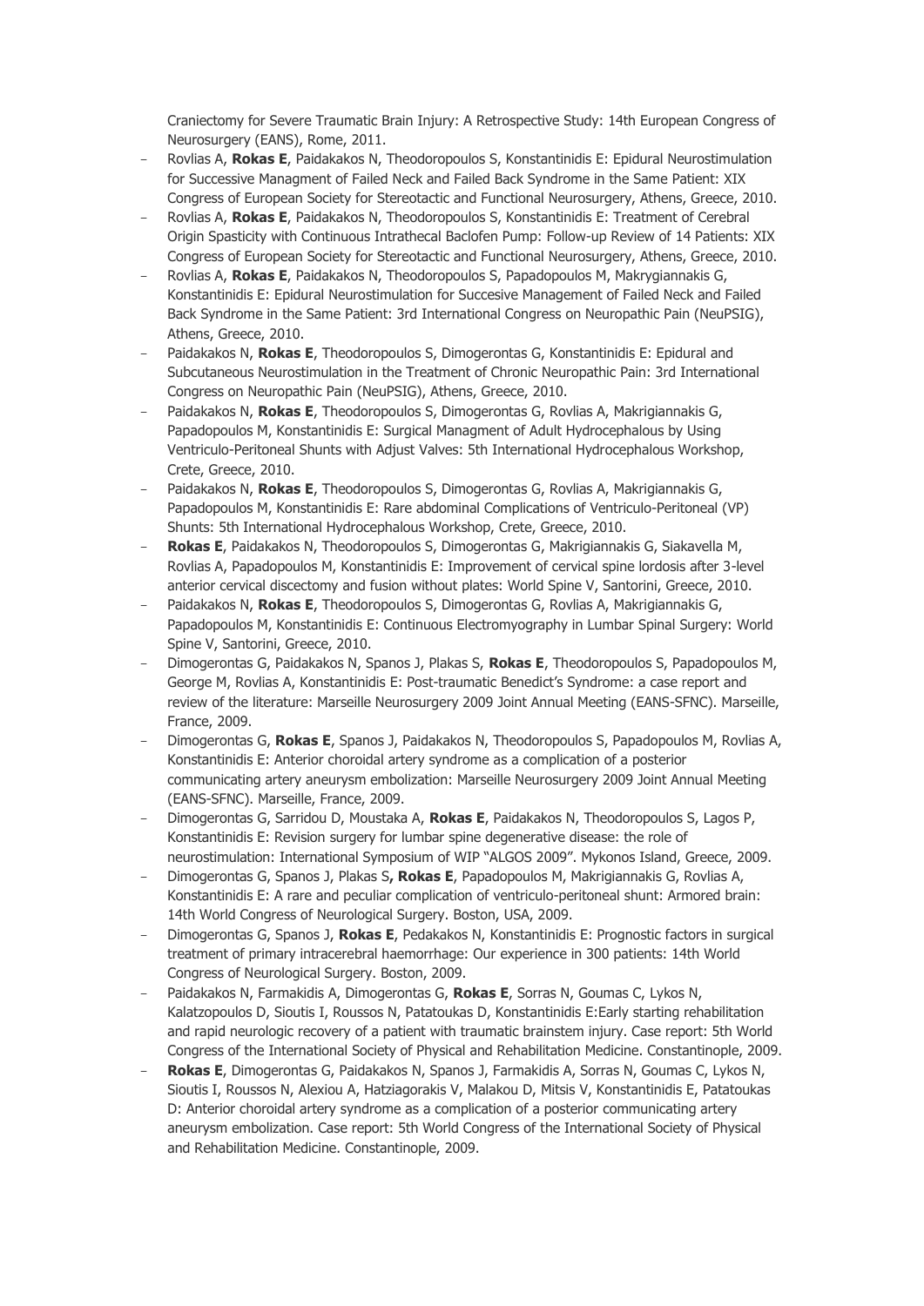Craniectomy for Severe Traumatic Brain Injury: A Retrospective Study: 14th European Congress of Neurosurgery (EANS), Rome, 2011.

- Rovlias A, **Rokas E**, Paidakakos N, Theodoropoulos S, Konstantinidis E: Epidural Neurostimulation for Successive Managment of Failed Neck and Failed Back Syndrome in the Same Patient: XIX Congress of European Society for Stereotactic and Functional Neurosurgery, Athens, Greece, 2010.
- Rovlias A, **Rokas E**, Paidakakos N, Theodoropoulos S, Konstantinidis E: Treatment of Cerebral Origin Spasticity with Continuous Intrathecal Baclofen Pump: Follow-up Review of 14 Patients: XIX Congress of European Society for Stereotactic and Functional Neurosurgery, Athens, Greece, 2010.
- Rovlias A, **Rokas E**, Paidakakos N, Theodoropoulos S, Papadopoulos M, Makrygiannakis G, Konstantinidis E: Epidural Neurostimulation for Succesive Management of Failed Neck and Failed Back Syndrome in the Same Patient: 3rd International Congress on Neuropathic Pain (NeuPSIG), Athens, Greece, 2010.
- Paidakakos N, **Rokas E**, Theodoropoulos S, Dimogerontas G, Konstantinidis E: Epidural and Subcutaneous Neurostimulation in the Treatment of Chronic Neuropathic Pain: 3rd International Congress on Neuropathic Pain (NeuPSIG), Athens, Greece, 2010.
- Paidakakos N, **Rokas E**, Theodoropoulos S, Dimogerontas G, Rovlias A, Makrigiannakis G, Papadopoulos M, Konstantinidis E: Surgical Managment of Adult Hydrocephalous by Using Ventriculo-Peritoneal Shunts with Adjust Valves: 5th International Hydrocephalous Workshop, Crete, Greece, 2010.
- Paidakakos N, **Rokas E**, Theodoropoulos S, Dimogerontas G, Rovlias A, Makrigiannakis G, Papadopoulos M, Konstantinidis E: Rare abdominal Complications of Ventriculo-Peritoneal (VP) Shunts: 5th International Hydrocephalous Workshop, Crete, Greece, 2010.
- **Rokas E**, Paidakakos N, Theodoropoulos S, Dimogerontas G, Makrigiannakis G, Siakavella M, Rovlias A, Papadopoulos M, Konstantinidis E: Improvement of cervical spine lordosis after 3-level anterior cervical discectomy and fusion without plates: World Spine V, Santorini, Greece, 2010.
- Paidakakos N, **Rokas E**, Theodoropoulos S, Dimogerontas G, Rovlias A, Makrigiannakis G, Papadopoulos M, Konstantinidis E: Continuous Electromyography in Lumbar Spinal Surgery: World Spine V, Santorini, Greece, 2010.
- Dimogerontas G, Paidakakos N, Spanos J, Plakas S, **Rokas E**, Theodoropoulos S, Papadopoulos M, George M, Rovlias A, Konstantinidis E: Post-traumatic Benedict's Syndrome: a case report and review of the literature: Marseille Neurosurgery 2009 Joint Annual Meeting (EANS-SFNC). Marseille, France, 2009.
- Dimogerontas G, **Rokas E**, Spanos J, Paidakakos N, Theodoropoulos S, Papadopoulos M, Rovlias A, Konstantinidis E: Anterior choroidal artery syndrome as a complication of a posterior communicating artery aneurysm embolization: Marseille Neurosurgery 2009 Joint Annual Meeting (EANS-SFNC). Marseille, France, 2009.
- Dimogerontas G, Sarridou D, Moustaka A, **Rokas E**, Paidakakos N, Theodoropoulos S, Lagos P, Konstantinidis E: Revision surgery for lumbar spine degenerative disease: the role of neurostimulation: International Symposium of WIP "ALGOS 2009". Mykonos Island, Greece, 2009.
- Dimogerontas G, Spanos J, Plakas S**, Rokas E**, Papadopoulos M, Makrigiannakis G, Rovlias A, Konstantinidis E: A rare and peculiar complication of ventriculo-peritoneal shunt: Armored brain: 14th World Congress of Neurological Surgery. Boston, USA, 2009.
- Dimogerontas G, Spanos J, **Rokas E**, Pedakakos N, Konstantinidis E: Prognostic factors in surgical treatment of primary intracerebral haemorrhage: Our experience in 300 patients: 14th World Congress of Neurological Surgery. Boston, 2009.
- Paidakakos N, Farmakidis A, Dimogerontas G, **Rokas E**, Sorras N, Goumas C, Lykos N, Kalatzopoulos D, Sioutis I, Roussos N, Patatoukas D, Konstantinidis E:Early starting rehabilitation and rapid neurologic recovery of a patient with traumatic brainstem injury. Case report: 5th World Congress of the International Society of Physical and Rehabilitation Medicine. Constantinople, 2009.
- **Rokas E**, Dimogerontas G, Paidakakos N, Spanos J, Farmakidis A, Sorras N, Goumas C, Lykos N, Sioutis I, Roussos N, Alexiou A, Hatziagorakis V, Malakou D, Mitsis V, Konstantinidis E, Patatoukas D: Anterior choroidal artery syndrome as a complication of a posterior communicating artery aneurysm embolization. Case report: 5th World Congress of the International Society of Physical and Rehabilitation Medicine. Constantinople, 2009.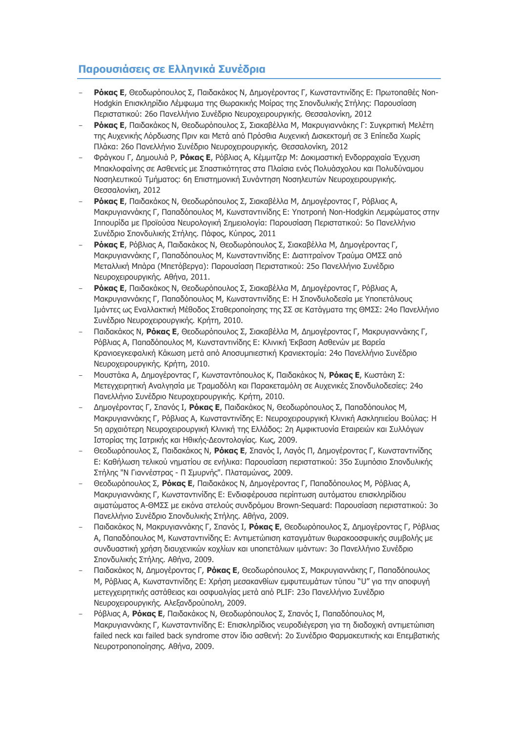## Παρουσιάσεις σε Ελληνικά Συνέδρια

- **Ρόκας Ε**, Θεοδωρόπουλος Σ, Παιδακάκος Ν, Δημογέροντας Γ, Κωνσταντινίδης Ε: Πρωτοπαθές Non-Hodgkin Επισκληρίδιο Λέμφωμα της Θωρακικής Μοίρας της Σπονδυλικής Στήλης: Παρουσίαση Περιστατικού: 26ο Πανελλήνιο Συνέδριο Νευροχειρουργικής. Θεσσαλονίκη, 2012
- **Ρόκας Ε**, Παιδακάκος Ν, Θεοδωρόπουλος Σ, Σιακαβέλλα Μ, Μακρυγιαννάκης Γ: Συγκριτική Μελέτη της Αυχενικής Λόρδωσης Πριν και Μετά από Πρόσθια Αυχενική Δισκεκτομή σε 3 Επίπεδα Χωρίς Πλάκα: 26ο Πανελλήνιο Συνέδριο Νευροχειρουργικής. Θεσσαλονίκη, 2012
- Φράγκου Γ, Δημουλιά Ρ, **Ρόκας Ε**, Ρόβλιας Α, Κέμμιτζερ Μ: Δοκιμαστική Ενδορραχιαία Έγχυση Μπακλοφαίνης σε Ασθενείς με Σπαστικότητας στα Πλαίσια ενός Πολυάσχολου και Πολυδύναμου Νοσηλευτικού Τμήματος: 6η Επιστημονική Συνάντηση Νοσηλευτών Νευροχειρουργικής. Θεσσαλονίκη, 2012
- **Ρόκας Ε**, Παιδακάκος Ν, Θεοδωρόπουλος Σ, Σιακαβέλλα Μ, Δημογέροντας Γ, Ρόβλιας Α, Μακρυγιαννάκης Γ, Παπαδόπουλος Μ, Κωνσταντινίδης Ε: Υποτροπή Non-Hodgkin Λεμφώματος στην Ιππουρίδα με Προϊούσα Νευρολογική Σημειολογία: Παρουσίαση Περιστατικού: 5ο Πανελλήνιο Συνέδριο Σπονδυλικής Στήλης. Πάφος, Κύπρος, 2011
- **Ρόκας Ε**, Ρόβλιας Α, Παιδακάκος Ν, Θεοδωρόπουλος Σ, Σιακαβέλλα Μ, Δημογέροντας Γ, Μακρυγιαννάκης Γ, Παπαδόπουλος Μ, Κωνσταντινίδης Ε: Διατιτραίνον Τραύμα ΟΜΣΣ από Μεταλλική Μπάρα (Μπετόβεργα): Παρουσίαση Περιστατικού: 25ο Πανελλήνιο Συνέδριο Νευροχειρουργικής. Αθήνα, 2011.
- **Ρόκας Ε**, Παιδακάκος Ν, Θεοδωρόπουλος Σ, Σιακαβέλλα Μ, Δημογέροντας Γ, Ρόβλιας Α, Μακρυγιαννάκης Γ, Παπαδόπουλος Μ, Κωνσταντινίδης Ε: Η Σπονδυλοδεσία με Υποπετάλιους Ιμάντες ως Εναλλακτική Μέθοδος Σταθεροποίησης της ΣΣ σε Κατάγματα της ΘΜΣΣ: 24ο Πανελλήνιο Συνέδριο Νευροχειρουργικής. Κρήτη, 2010.
- Παιδακάκος Ν, **Ρόκας Ε**, Θεοδωρόπουλος Σ, Σιακαβέλλα Μ, Δημογέροντας Γ, Μακρυγιαννάκης Γ, Ρόβλιας Α, Παπαδόπουλος Μ, Κωνσταντινίδης Ε: Κλινική Έκβαση Ασθενών με Βαρεία Κρανιοεγκεφαλική Κάκωση μετά από Αποσυμπιεστική Κρανιεκτομία: 24ο Πανελλήνιο Συνέδριο Νευροχειρουργικής. Κρήτη, 2010.
- Μουστάκα Α, Δημογέροντας Γ, Κωνσταντόπουλος Κ, Παιδακάκος Ν, **Ρόκας Ε**, Κωστάκη Σ: Μετεγχειρητική Αναλγησία με Τραμαδόλη και Παρακεταμόλη σε Αυχενικές Σπονδυλοδεσίες: 24ο Πανελλήνιο Συνέδριο Νευροχειρουργικής. Κρήτη, 2010.
- Δημογέροντας Γ, Σπανός Ι, **Ρόκας Ε**, Παιδακάκος Ν, Θεοδωρόπουλος Σ, Παπαδόπουλος Μ, Μακρυγιαννάκης Γ, Ρόβλιας Α, Κωνσταντινίδης Ε: Νευροχειρουργική Κλινική Ασκληπιείου Βούλας: Η 5η αρχαιότερη Νευροχειρουργική Κλινική της Ελλάδος: 2η Αμφικτυονία Εταιρειών και Συλλόγων Ιστορίας της Ιατρικής και Ηθικής-Δεοντολογίας. Κως, 2009.
- Θεοδωρόπουλος Σ, Παιδακάκος Ν, **Ρόκας Ε**, Σπανός Ι, Λαγός Π, Δημογέροντας Γ, Κωνσταντινίδης Ε: Καθήλωση τελικού νηματίου σε ενήλικα: Παρουσίαση περιστατικού: 35ο Συμπόσιο Σπονδυλικής Στήλης "Ν Γιαννέστρας - Π Σμυρνής". Πλαταμώνας, 2009.
- Θεοδωρόπουλος Σ, **Ρόκας Ε**, Παιδακάκος Ν, Δημογέροντας Γ, Παπαδόπουλος Μ, Ρόβλιας Α, Μακρυγιαννάκης Γ, Κωνσταντινίδης Ε: Ενδιαφέρουσα περίπτωση αυτόματου επισκληρίδιου αιματώματος Α-ΘΜΣΣ με εικόνα ατελούς συνδρόμου Brown-Sequard: Παρουσίαση περιστατικού: 3ο Πανελλήνιο Συνέδριο Σπονδυλικής Στήλης. Αθήνα, 2009.
- Παιδακάκος Ν, Μακρυγιαννάκης Γ, Σπανός Ι, **Ρόκας Ε**, Θεοδωρόπουλος Σ, Δημογέροντας Γ, Ρόβλιας Α, Παπαδόπουλος Μ, Κωνσταντινίδης Ε: Αντιμετώπιση καταγμάτων θωρακοοσφυικής συμβολής με συνδυαστική χρήση διαυχενικών κοχλίων και υποπετάλιων ιμάντων: 3ο Πανελλήνιο Συνέδριο Σπονδυλικής Στήλης. Αθήνα, 2009.
- Παιδακάκος Ν, Δημογέροντας Γ, **Ρόκας Ε**, Θεοδωρόπουλος Σ, Μακρυγιαννάκης Γ, Παπαδόπουλος Μ, Ρόβλιας Α, Κωνσταντινίδης Ε: Χρήση μεσακανθίων εμφυτευμάτων τύπου "U" για την αποφυγή μετεγχειρητικής αστάθειας και οσφυαλγίας μετά από PLIF: 23ο Πανελλήνιο Συνέδριο Νευροχειρουργικής. Αλεξανδρούπολη, 2009.
- Ρόβλιας Α, **Ρόκας Ε**, Παιδακάκος Ν, Θεοδωρόπουλος Σ, Σπανός Ι, Παπαδόπουλος Μ, Μακρυγιαννάκης Γ, Κωνσταντινίδης Ε: Επισκληρίδιος νευροδιέγερση για τη διαδοχική αντιμετώπιση failed neck και failed back syndrome στον ίδιο ασθενή: 2ο Συνέδριο Φαρμακευτικής και Επεμβατικής Νευροτροποποίησης. Αθήνα, 2009.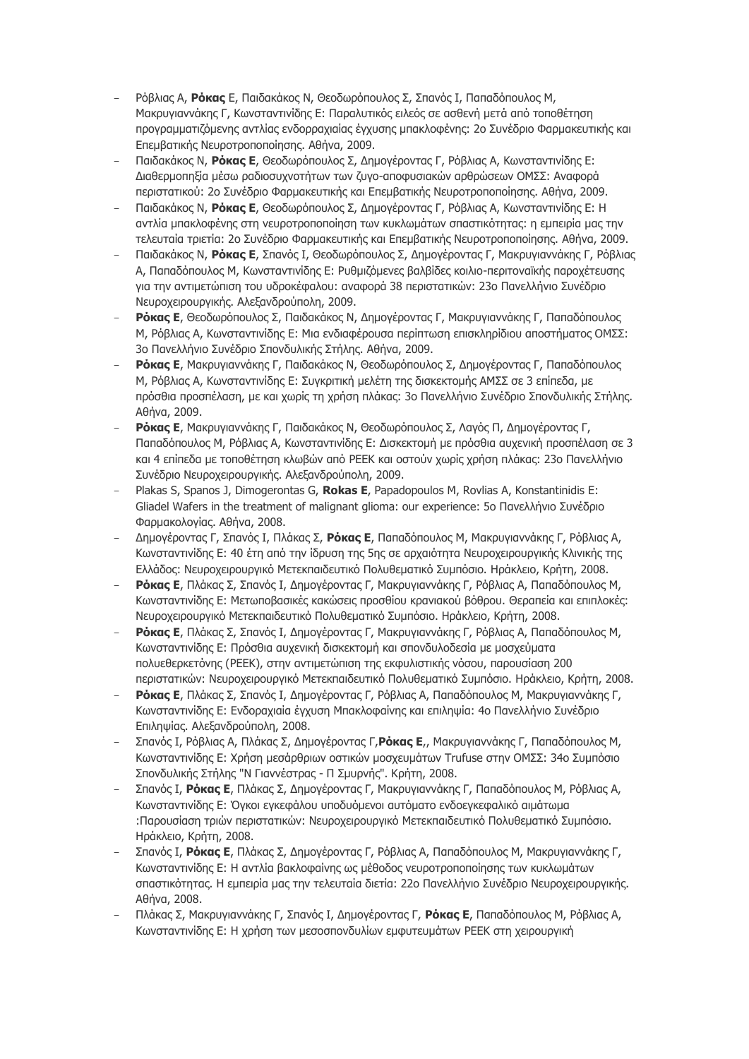- Ρόβλιας Α, **Ρόκας** Ε, Παιδακάκος Ν, Θεοδωρόπουλος Σ, Σπανός Ι, Παπαδόπουλος Μ, Μακρυγιαννάκης Γ, Κωνσταντινίδης Ε: Παραλυτικός ειλεός σε ασθενή μετά από τοποθέτηση προγραμματιζόμενης αντλίας ενδορραχιαίας έγχυσης μπακλοφένης: 2ο Συνέδριο Φαρμακευτικής και Επεμβατικής Νευροτροποποίησης. Αθήνα, 2009.
- Παιδακάκος Ν, **Ρόκας Ε**, Θεοδωρόπουλος Σ, Δημογέροντας Γ, Ρόβλιας Α, Κωνσταντινίδης Ε: Διαθερμοπηξία μέσω ραδιοσυχνοτήτων των ζυγο-αποφυσιακών αρθρώσεων ΟΜΣΣ: Αναφορά περιστατικού: 2ο Συνέδριο Φαρμακευτικής και Επεμβατικής Νευροτροποποίησης. Αθήνα, 2009.
- Παιδακάκος Ν, **Ρόκας Ε**, Θεοδωρόπουλος Σ, Δημογέροντας Γ, Ρόβλιας Α, Κωνσταντινίδης Ε: Η αντλία μπακλοφένης στη νευροτροποποίηση των κυκλωμάτων σπαστικότητας: η εμπειρία μας την τελευταία τριετία: 2ο Συνέδριο Φαρμακευτικής και Επεμβατικής Νευροτροποποίησης. Αθήνα, 2009.
- Παιδακάκος Ν, **Ρόκας Ε**, Σπανός Ι, Θεοδωρόπουλος Σ, Δημογέροντας Γ, Μακρυγιαννάκης Γ, Ρόβλιας Α, Παπαδόπουλος Μ, Κωνσταντινίδης Ε: Ρυθμιζόμενες βαλβίδες κοιλιο-περιτοναϊκής παροχέτευσης για την αντιμετώπιση του υδροκέφαλου: αναφορά 38 περιστατικών: 23ο Πανελλήνιο Συνέδριο Νευροχειρουργικής. Αλεξανδρούπολη, 2009.
- **Ρόκας Ε**, Θεοδωρόπουλος Σ, Παιδακάκος Ν, Δημογέροντας Γ, Μακρυγιαννάκης Γ, Παπαδόπουλος Μ, Ρόβλιας Α, Κωνσταντινίδης Ε: Μια ενδιαφέρουσα περίπτωση επισκληρίδιου αποστήματος ΟΜΣΣ: 3ο Πανελλήνιο Συνέδριο Σπονδυλικής Στήλης. Αθήνα, 2009.
- **Ρόκας Ε**, Μακρυγιαννάκης Γ, Παιδακάκος Ν, Θεοδωρόπουλος Σ, Δημογέροντας Γ, Παπαδόπουλος Μ, Ρόβλιας Α, Κωνσταντινίδης Ε: Συγκριτική μελέτη της δισκεκτομής ΑΜΣΣ σε 3 επίπεδα, με πρόσθια προσπέλαση, με και χωρίς τη χρήση πλάκας: 3ο Πανελλήνιο Συνέδριο Σπονδυλικής Στήλης. Αθήνα, 2009.
- **Ρόκας Ε**, Μακρυγιαννάκης Γ, Παιδακάκος Ν, Θεοδωρόπουλος Σ, Λαγός Π, Δημογέροντας Γ, Παπαδόπουλος Μ, Ρόβλιας Α, Κωνσταντινίδης Ε: Δισκεκτομή με πρόσθια αυχενική προσπέλαση σε 3 και 4 επίπεδα με τοποθέτηση κλωβών από PEEK και οστούν χωρίς χρήση πλάκας: 23ο Πανελλήνιο Συνέδριο Νευροχειρουργικής. Αλεξανδρούπολη, 2009.
- Plakas S, Spanos J, Dimogerontas G, **Rokas E**, Papadopoulos M, Rovlias A, Konstantinidis E: Gliadel Wafers in the treatment of malignant glioma: our experience: 5ο Πανελλήνιο Συνέδριο Φαρμακολογίας. Αθήνα, 2008.
- Δημογέροντας Γ, Σπανός Ι, Πλάκας Σ, **Ρόκας Ε**, Παπαδόπουλος Μ, Μακρυγιαννάκης Γ, Ρόβλιας Α, Κωνσταντινίδης Ε: 40 έτη από την ίδρυση της 5ης σε αρχαιότητα Νευροχειρουργικής Κλινικής της Ελλάδος: Νευροχειρουργικό Μετεκπαιδευτικό Πολυθεματικό Συμπόσιο. Ηράκλειο, Κρήτη, 2008.
- **Ρόκας Ε**, Πλάκας Σ, Σπανός Ι, Δημογέροντας Γ, Μακρυγιαννάκης Γ, Ρόβλιας Α, Παπαδόπουλος Μ, Κωνσταντινίδης Ε: Μετωποβασικές κακώσεις προσθίου κρανιακού βόθρου. Θεραπεία και επιπλοκές: Νευροχειρουργικό Μετεκπαιδευτικό Πολυθεματικό Συμπόσιο. Ηράκλειο, Κρήτη, 2008.
- **Ρόκας Ε**, Πλάκας Σ, Σπανός Ι, Δημογέροντας Γ, Μακρυγιαννάκης Γ, Ρόβλιας Α, Παπαδόπουλος Μ, Κωνσταντινίδης Ε: Πρόσθια αυχενική δισκεκτομή και σπονδυλοδεσία με μοσχεύματα πολυεθερκετόνης (PEEK), στην αντιμετώπιση της εκφυλιστικής νόσου, παρουσίαση 200 περιστατικών: Νευροχειρουργικό Μετεκπαιδευτικό Πολυθεματικό Συμπόσιο. Ηράκλειο, Κρήτη, 2008.
- **Ρόκας Ε**, Πλάκας Σ, Σπανός Ι, Δημογέροντας Γ, Ρόβλιας Α, Παπαδόπουλος Μ, Μακρυγιαννάκης Γ, Κωνσταντινίδης Ε: Ενδοραχιαία έγχυση Μπακλοφαίνης και επιληψία: 4ο Πανελλήνιο Συνέδριο Επιληψίας. Αλεξανδρούπολη, 2008.
- Σπανός Ι, Ρόβλιας Α, Πλάκας Σ, Δημογέροντας Γ,**Ρόκας Ε**,, Μακρυγιαννάκης Γ, Παπαδόπουλος Μ, Κωνσταντινίδης Ε: Χρήση μεσάρθριων οστικών μοσχευμάτων Trufuse στην ΟΜΣΣ: 34ο Συμπόσιο Σπονδυλικής Στήλης "Ν Γιαννέστρας - Π Σμυρνής". Κρήτη, 2008.
- Σπανός Ι, **Ρόκας Ε**, Πλάκας Σ, Δημογέροντας Γ, Μακρυγιαννάκης Γ, Παπαδόπουλος Μ, Ρόβλιας Α, Κωνσταντινίδης Ε: Όγκοι εγκεφάλου υποδυόμενοι αυτόματο ενδοεγκεφαλικό αιμάτωμα :Παρουσίαση τριών περιστατικών: Νευροχειρουργικό Μετεκπαιδευτικό Πολυθεματικό Συμπόσιο. Ηράκλειο, Κρήτη, 2008.
- Σπανός Ι, **Ρόκας Ε**, Πλάκας Σ, Δημογέροντας Γ, Ρόβλιας Α, Παπαδόπουλος Μ, Μακρυγιαννάκης Γ, Κωνσταντινίδης Ε: Η αντλία βακλοφαίνης ως μέθοδος νευροτροποποίησης των κυκλωμάτων σπαστικότητας. Η εμπειρία μας την τελευταία διετία: 22ο Πανελλήνιο Συνέδριο Νευροχειρουργικής. Αθήνα, 2008.
- Πλάκας Σ, Μακρυγιαννάκης Γ, Σπανός Ι, Δημογέροντας Γ, **Ρόκας Ε**, Παπαδόπουλος Μ, Ρόβλιας Α, Κωνσταντινίδης Ε: Η χρήση των μεσοσπονδυλίων εμφυτευμάτων PEEK στη χειρουργική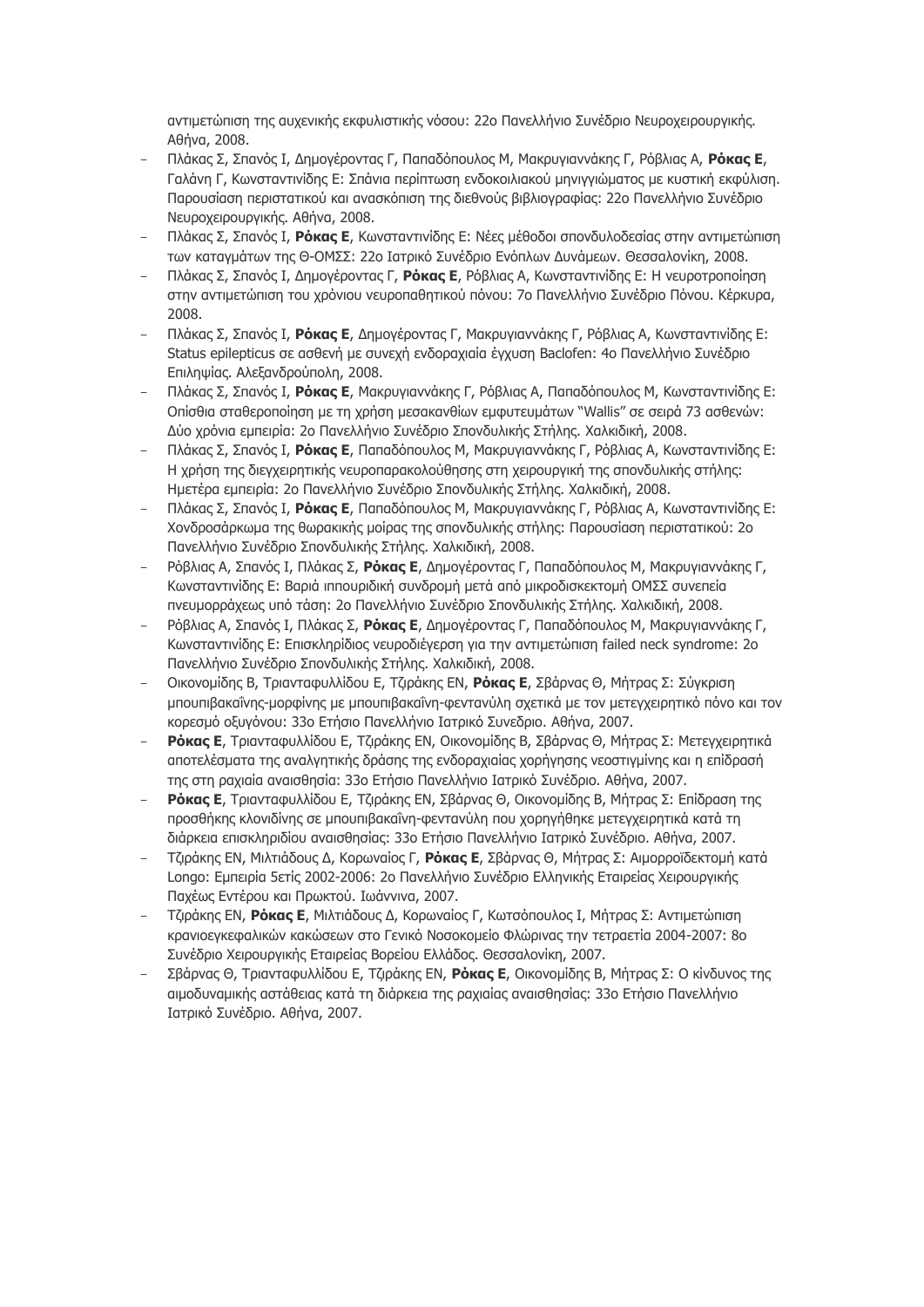αντιμετώπιση της αυχενικής εκφυλιστικής νόσου: 22ο Πανελλήνιο Συνέδριο Νευροχειρουργικής. Αθήνα, 2008.

- Πλάκας Σ, Σπανός Ι, Δημογέροντας Γ, Παπαδόπουλος Μ, Μακρυγιαννάκης Γ, Ρόβλιας Α, **Ρόκας Ε**, Γαλάνη Γ, Κωνσταντινίδης Ε: Σπάνια περίπτωση ενδοκοιλιακού μηνιγγιώματος με κυστική εκφύλιση. Παρουσίαση περιστατικού και ανασκόπιση της διεθνούς βιβλιογραφίας: 22ο Πανελλήνιο Συνέδριο Νευροχειρουργικής. Αθήνα, 2008.
- Πλάκας Σ, Σπανός Ι, **Ρόκας Ε**, Κωνσταντινίδης Ε: Νέες μέθοδοι σπονδυλοδεσίας στην αντιμετώπιση των καταγμάτων της Θ-ΟΜΣΣ: 22ο Ιατρικό Συνέδριο Ενόπλων Δυνάμεων. Θεσσαλονίκη, 2008.
- Πλάκας Σ, Σπανός Ι, Δημογέροντας Γ, **Ρόκας Ε**, Ρόβλιας Α, Κωνσταντινίδης Ε: Η νευροτροποίηση στην αντιμετώπιση του χρόνιου νευροπαθητικού πόνου: 7ο Πανελλήνιο Συνέδριο Πόνου. Κέρκυρα, 2008.
- Πλάκας Σ, Σπανός Ι, **Ρόκας Ε**, Δημογέροντας Γ, Μακρυγιαννάκης Γ, Ρόβλιας Α, Κωνσταντινίδης Ε: Status epilepticus σε ασθενή με συνεχή ενδοραχιαία έγχυση Baclofen: 4ο Πανελλήνιο Συνέδριο Επιληψίας. Αλεξανδρούπολη, 2008.
- Πλάκας Σ, Σπανός Ι, **Ρόκας Ε**, Μακρυγιαννάκης Γ, Ρόβλιας Α, Παπαδόπουλος Μ, Κωνσταντινίδης Ε: Οπίσθια σταθεροποίηση με τη χρήση μεσακανθίων εμφυτευμάτων "Wallis" σε σειρά 73 ασθενών: Δύο χρόνια εμπειρία: 2ο Πανελλήνιο Συνέδριο Σπονδυλικής Στήλης. Χαλκιδική, 2008.
- Πλάκας Σ, Σπανός Ι, **Ρόκας Ε**, Παπαδόπουλος Μ, Μακρυγιαννάκης Γ, Ρόβλιας Α, Κωνσταντινίδης Ε: Η χρήση της διεγχειρητικής νευροπαρακολούθησης στη χειρουργική της σπονδυλικής στήλης: Ημετέρα εμπειρία: 2ο Πανελλήνιο Συνέδριο Σπονδυλικής Στήλης. Χαλκιδική, 2008.
- Πλάκας Σ, Σπανός Ι, **Ρόκας Ε**, Παπαδόπουλος Μ, Μακρυγιαννάκης Γ, Ρόβλιας Α, Κωνσταντινίδης Ε: Χονδροσάρκωμα της θωρακικής μοίρας της σπονδυλικής στήλης: Παρουσίαση περιστατικού: 2ο Πανελλήνιο Συνέδριο Σπονδυλικής Στήλης. Χαλκιδική, 2008.
- Ρόβλιας Α, Σπανός Ι, Πλάκας Σ, **Ρόκας Ε**, Δημογέροντας Γ, Παπαδόπουλος Μ, Μακρυγιαννάκης Γ, Κωνσταντινίδης Ε: Βαριά ιππουριδική συνδρομή μετά από μικροδισκεκτομή ΟΜΣΣ συνεπεία πνευμορράχεως υπό τάση: 2ο Πανελλήνιο Συνέδριο Σπονδυλικής Στήλης. Χαλκιδική, 2008.
- Ρόβλιας Α, Σπανός Ι, Πλάκας Σ, **Ρόκας Ε**, Δημογέροντας Γ, Παπαδόπουλος Μ, Μακρυγιαννάκης Γ, Κωνσταντινίδης Ε: Επισκληρίδιος νευροδιέγερση για την αντιμετώπιση failed neck syndrome: 2ο Πανελλήνιο Συνέδριο Σπονδυλικής Στήλης. Χαλκιδική, 2008.
- Οικονομίδης Β, Τριανταφυλλίδου Ε, Τζιράκης ΕΝ, **Ρόκας Ε**, Σβάρνας Θ, Μήτρας Σ: Σύγκριση μπουπιβακαΐνης-μορφίνης με μπουπιβακαΐνη-φεντανύλη σχετικά με τον μετεγχειρητικό πόνο και τον κορεσμό οξυγόνου: 33ο Ετήσιο Πανελλήνιο Ιατρικό Συνεδριο. Αθήνα, 2007.
- **Ρόκας Ε**, Τριανταφυλλίδου Ε, Τζιράκης ΕΝ, Οικονομίδης Β, Σβάρνας Θ, Μήτρας Σ: Μετεγχειρητικά αποτελέσματα της αναλγητικής δράσης της ενδοραχιαίας χορήγησης νεοστιγμίνης και η επίδρασή της στη ραχιαία αναισθησία: 33ο Ετήσιο Πανελλήνιο Ιατρικό Συνέδριο. Αθήνα, 2007.
- **Ρόκας Ε**, Τριανταφυλλίδου Ε, Τζιράκης ΕΝ, Σβάρνας Θ, Οικονομίδης Β, Μήτρας Σ: Επίδραση της προσθήκης κλονιδίνης σε μπουπιβακαΐνη-φεντανύλη που χορηγήθηκε μετεγχειρητικά κατά τη διάρκεια επισκληριδίου αναισθησίας: 33ο Ετήσιο Πανελλήνιο Ιατρικό Συνέδριο. Αθήνα, 2007.
- Τζιράκης ΕΝ, Μιλτιάδους Δ, Κορωναίος Γ, **Ρόκας Ε**, Σβάρνας Θ, Μήτρας Σ: Αιμορροϊδεκτομή κατά Longo: Εμπειρία 5ετίς 2002-2006: 2ο Πανελλήνιο Συνέδριο Ελληνικής Εταιρείας Χειρουργικής Παχέως Εντέρου και Πρωκτού. Ιωάννινα, 2007.
- Τζιράκης ΕΝ, **Ρόκας Ε**, Μιλτιάδους Δ, Κορωναίος Γ, Κωτσόπουλος Ι, Μήτρας Σ: Αντιμετώπιση κρανιοεγκεφαλικών κακώσεων στο Γενικό Νοσοκομείο Φλώρινας την τετραετία 2004-2007: 8ο Συνέδριο Χειρουργικής Εταιρείας Βορείου Ελλάδος. Θεσσαλονίκη, 2007.
- Σβάρνας Θ, Τριανταφυλλίδου Ε, Τζιράκης ΕΝ, **Ρόκας Ε**, Οικονομίδης Β, Μήτρας Σ: Ο κίνδυνος της αιμοδυναμικής αστάθειας κατά τη διάρκεια της ραχιαίας αναισθησίας: 33ο Ετήσιο Πανελλήνιο Ιατρικό Συνέδριο. Αθήνα, 2007.